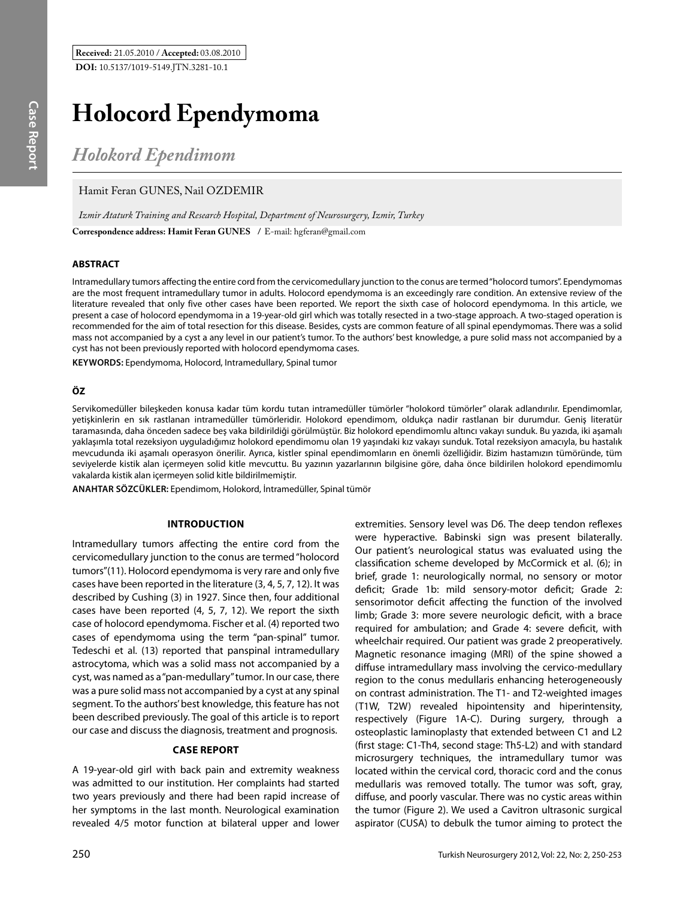**Received:** 21.05.2010 / **Accepted:** 03.08.2010

**DOI:** 10.5137/1019-5149.JTN.3281-10.1

Case Report

# Holocord Ependymoma

## *Holokord Ependimom*

Hamit Feran GUNES, Nail OZDEMIR

*Izmir Ataturk Training and Research Hospital, Department of Neurosurgery, Izmir, Turkey*

**Correspondence address: Hamit Feran GUNES** / E-mail: hgferan@gmail.com

### ABSTRACT

Intramedullary tumors affecting the entire cord from the cervicomedullary junction to the conus are termed "holocord tumors". Ependymomas are the most frequent intramedullary tumor in adults. Holocord ependymoma is an exceedingly rare condition. An extensive review of the literature revealed that only five other cases have been reported. We report the sixth case of holocord ependymoma. In this article, we present a case of holocord ependymoma in a 19-year-old girl which was totally resected in a two-stage approach. A two-staged operation is recommended for the aim of total resection for this disease. Besides, cysts are common feature of all spinal ependymomas. There was a solid mass not accompanied by a cyst a any level in our patient's tumor. To the authors' best knowledge, a pure solid mass not accompanied by a cyst has not been previously reported with holocord ependymoma cases.

**KEYWORDS:** Ependymoma, Holocord, Intramedullary, Spinal tumor

### ÖZ

Servikomedüller bileşkeden konusa kadar tüm kordu tutan intramedüller tümörler "holokord tümörler" olarak adlandırılır. Ependimomlar, yetişkinlerin en sık rastlanan intramedüller tümörleridir. Holokord ependimom, oldukça nadir rastlanan bir durumdur. Geniş literatür taramasında, daha önceden sadece beş vaka bildirildiği görülmüştür. Biz holokord ependimomlu altıncı vakayı sunduk. Bu yazıda, iki aşamalı yaklaşımla total rezeksiyon uyguladığımız holokord ependimomu olan 19 yaşındaki kız vakayı sunduk. Total rezeksiyon amacıyla, bu hastalık mevcudunda iki aşamalı operasyon önerilir. Ayrıca, kistler spinal ependimomların en önemli özelliğidir. Bizim hastamızın tümöründe, tüm seviyelerde kistik alan içermeyen solid kitle mevcuttu. Bu yazının yazarlarının bilgisine göre, daha önce bildirilen holokord ependimomlu vakalarda kistik alan içermeyen solid kitle bildirilmemiştir.

**ANAHTAR SÖZCÜKLER:** Ependimom, Holokord, İntramedüller, Spinal tümör

### INTRODUCTION

Intramedullary tumors affecting the entire cord from the cervicomedullary junction to the conus are termed "holocord tumors"(11). Holocord ependymoma is very rare and only five cases have been reported in the literature (3, 4, 5, 7, 12). It was described by Cushing (3) in 1927. Since then, four additional cases have been reported (4, 5, 7, 12). We report the sixth case of holocord ependymoma. Fischer et al. (4) reported two cases of ependymoma using the term "pan-spinal" tumor. Tedeschi et al. (13) reported that panspinal intramedullary astrocytoma, which was a solid mass not accompanied by a cyst, was named as a "pan-medullary" tumor. In our case, there was a pure solid mass not accompanied by a cyst at any spinal segment. To the authors' best knowledge, this feature has not been described previously. The goal of this article is to report our case and discuss the diagnosis, treatment and prognosis.

### CASE REPORT

A 19-year-old girl with back pain and extremity weakness was admitted to our institution. Her complaints had started two years previously and there had been rapid increase of her symptoms in the last month. Neurological examination revealed 4/5 motor function at bilateral upper and lower extremities. Sensory level was D6. The deep tendon reflexes were hyperactive. Babinski sign was present bilaterally. Our patient's neurological status was evaluated using the classification scheme developed by McCormick et al. (6); in brief, grade 1: neurologically normal, no sensory or motor deficit; Grade 1b: mild sensory-motor deficit; Grade 2: sensorimotor deficit affecting the function of the involved limb; Grade 3: more severe neurologic deficit, with a brace required for ambulation; and Grade 4: severe deficit, with wheelchair required. Our patient was grade 2 preoperatively. Magnetic resonance imaging (MRI) of the spine showed a diffuse intramedullary mass involving the cervico-medullary region to the conus medullaris enhancing heterogeneously on contrast administration. The T1- and T2-weighted images (T1W, T2W) revealed hipointensity and hiperintensity, respectively (Figure 1A-C). During surgery, through a osteoplastic laminoplasty that extended between C1 and L2 (first stage: C1-Th4, second stage: Th5-L2) and with standard microsurgery techniques, the intramedullary tumor was located within the cervical cord, thoracic cord and the conus medullaris was removed totally. The tumor was soft, gray, diffuse, and poorly vascular. There was no cystic areas within the tumor (Figure 2). We used a Cavitron ultrasonic surgical aspirator (CUSA) to debulk the tumor aiming to protect the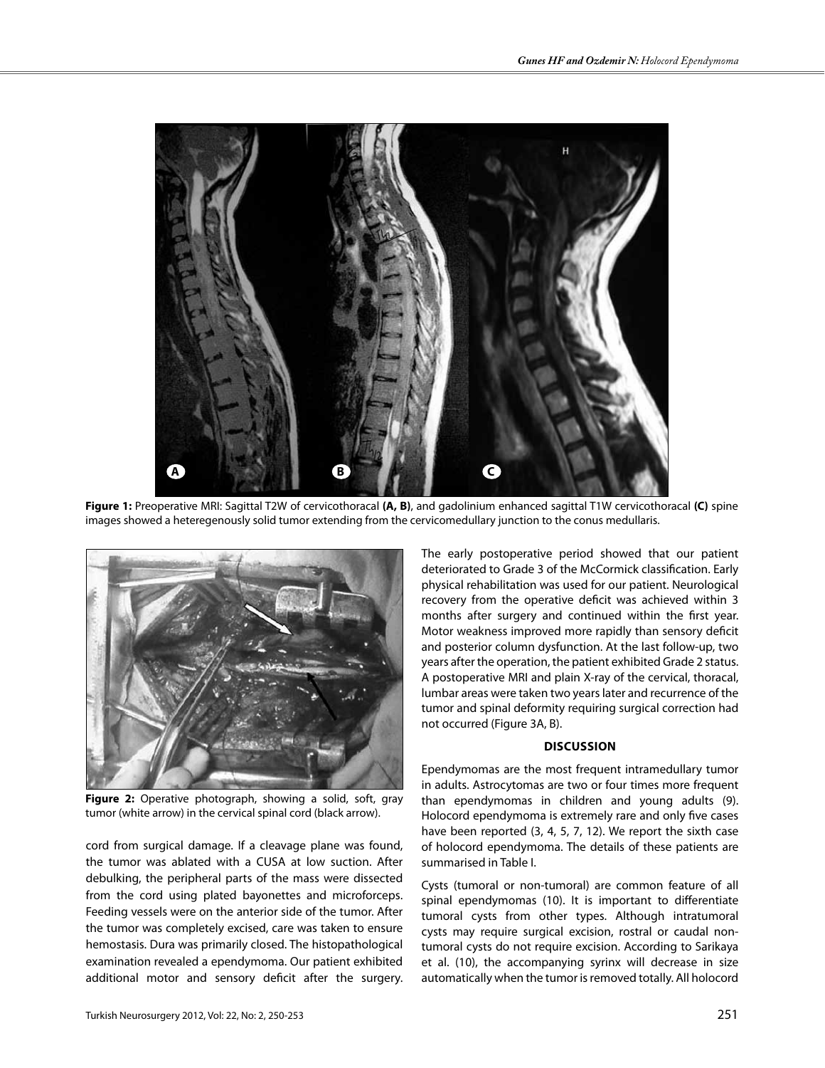**Figure 1:** Preoperative MRI: Sagittal T2W of cervicothoracal **(A, B)**, and gadolinium enhanced sagittal T1W cervicothoracal **(C)** spine images showed a heteregenously solid tumor extending from the cervicomedullary junction to the conus medullaris.

**Figure 2:** Operative photograph, showing a solid, soft, gray tumor (white arrow) in the cervical spinal cord (black arrow).

cord from surgical damage. If a cleavage plane was found, the tumor was ablated with a CUSA at low suction. After debulking, the peripheral parts of the mass were dissected from the cord using plated bayonettes and microforceps. Feeding vessels were on the anterior side of the tumor. After the tumor was completely excised, care was taken to ensure hemostasis. Dura was primarily closed. The histopathological examination revealed a ependymoma. Our patient exhibited additional motor and sensory deficit after the surgery. The early postoperative period showed that our patient deteriorated to Grade 3 of the McCormick classification. Early physical rehabilitation was used for our patient. Neurological recovery from the operative deficit was achieved within 3 months after surgery and continued within the first year. Motor weakness improved more rapidly than sensory deficit and posterior column dysfunction. At the last follow-up, two years after the operation, the patient exhibited Grade 2 status. A postoperative MRI and plain X-ray of the cervical, thoracal, lumbar areas were taken two years later and recurrence of the tumor and spinal deformity requiring surgical correction had not occurred (Figure 3A, B).

## DISCUSSION

Ependymomas are the most frequent intramedullary tumor in adults. Astrocytomas are two or four times more frequent than ependymomas in children and young adults (9). Holocord ependymoma is extremely rare and only five cases have been reported (3, 4, 5, 7, 12). We report the sixth case of holocord ependymoma. The details of these patients are summarised in Table I.

Cysts (tumoral or non-tumoral) are common feature of all spinal ependymomas (10). It is important to differentiate tumoral cysts from other types. Although intratumoral cysts may require surgical excision, rostral or caudal non-tumoral cysts do not require excision. According to Sarikaya et al. (10), the accompanying syrinx will decrease in size automatically when the tumor is removed totally. All holocord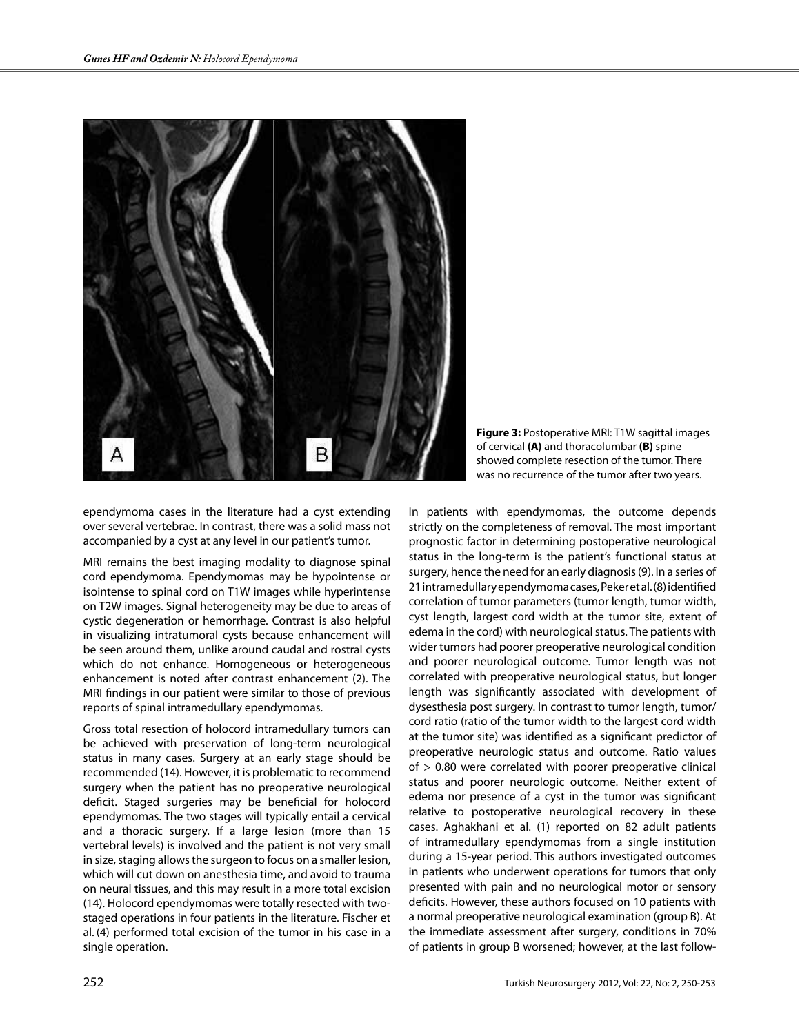**Figure 3:** Postoperative MRI: T1W sagittal images of cervical **(A)** and thoracolumbar **(B)** spine showed complete resection of the tumor. There was no recurrence of the tumor after two years.

ependymoma cases in the literature had a cyst extending over several vertebrae. In contrast, there was a solid mass not accompanied by a cyst at any level in our patient's tumor.

MRI remains the best imaging modality to diagnose spinal cord ependymoma. Ependymomas may be hypointense or isointense to spinal cord on T1W images while hyperintense on T2W images. Signal heterogeneity may be due to areas of cystic degeneration or hemorrhage. Contrast is also helpful in visualizing intratumoral cysts because enhancement will be seen around them, unlike around caudal and rostral cysts which do not enhance. Homogeneous or heterogeneous enhancement is noted after contrast enhancement (2). The MRI findings in our patient were similar to those of previous reports of spinal intramedullary ependymomas.

Gross total resection of holocord intramedullary tumors can be achieved with preservation of long-term neurological status in many cases. Surgery at an early stage should be recommended (14). However, it is problematic to recommend surgery when the patient has no preoperative neurological deficit. Staged surgeries may be beneficial for holocord ependymomas. The two stages will typically entail a cervical and a thoracic surgery. If a large lesion (more than 15 vertebral levels) is involved and the patient is not very small in size, staging allows the surgeon to focus on a smaller lesion, which will cut down on anesthesia time, and avoid to trauma on neural tissues, and this may result in a more total excision (14). Holocord ependymomas were totally resected with two-staged operations in four patients in the literature. Fischer et al. (4) performed total excision of the tumor in his case in a single operation.

In patients with ependymomas, the outcome depends strictly on the completeness of removal. The most important prognostic factor in determining postoperative neurological status in the long-term is the patient's functional status at surgery, hence the need for an early diagnosis (9). In a series of 21 intramedullary ependymoma cases, Peker et al. (8) identified correlation of tumor parameters (tumor length, tumor width, cyst length, largest cord width at the tumor site, extent of edema in the cord) with neurological status. The patients with wider tumors had poorer preoperative neurological condition and poorer neurological outcome. Tumor length was not correlated with preoperative neurological status, but longer length was significantly associated with development of dysesthesia post surgery. In contrast to tumor length, tumor/cord ratio (ratio of the tumor width to the largest cord width at the tumor site) was identified as a significant predictor of preoperative neurologic status and outcome. Ratio values of > 0.80 were correlated with poorer preoperative clinical status and poorer neurologic outcome. Neither extent of edema nor presence of a cyst in the tumor was significant relative to postoperative neurological recovery in these cases. Aghakhani et al. (1) reported on 82 adult patients of intramedullary ependymomas from a single institution during a 15-year period. This authors investigated outcomes in patients who underwent operations for tumors that only presented with pain and no neurological motor or sensory deficits. However, these authors focused on 10 patients with a normal preoperative neurological examination (group B). At the immediate assessment after surgery, conditions in 70% of patients in group B worsened; however, at the last follow-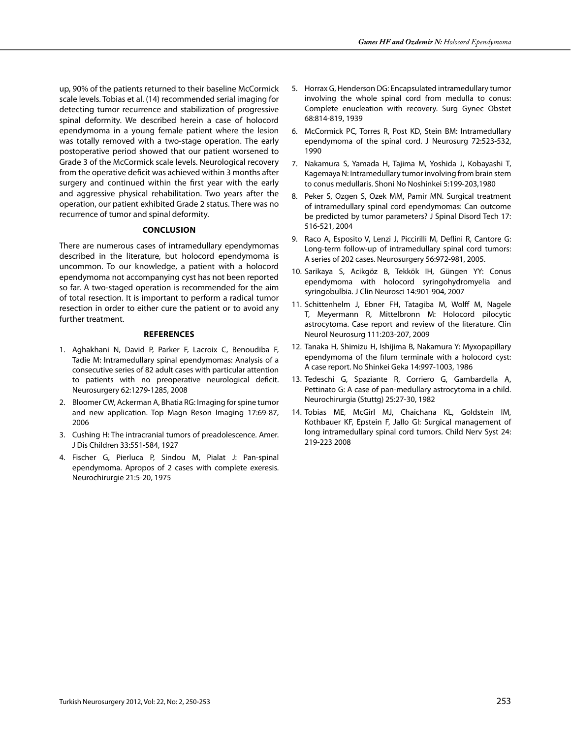up, 90% of the patients returned to their baseline McCormick scale levels. Tobias et al. (14) recommended serial imaging for detecting tumor recurrence and stabilization of progressive spinal deformity. We described herein a case of holocord ependymoma in a young female patient where the lesion was totally removed with a two-stage operation. The early postoperative period showed that our patient worsened to Grade 3 of the McCormick scale levels. Neurological recovery from the operative deficit was achieved within 3 months after surgery and continued within the first year with the early and aggressive physical rehabilitation. Two years after the operation, our patient exhibited Grade 2 status. There was no recurrence of tumor and spinal deformity.

## CONCLUSION

There are numerous cases of intramedullary ependymomas described in the literature, but holocord ependymoma is uncommon. To our knowledge, a patient with a holocord ependymoma not accompanying cyst has not been reported so far. A two-staged operation is recommended for the aim of total resection. It is important to perform a radical tumor resection in order to either cure the patient or to avoid any further treatment.

## REFERENCES

1. Aghakhani N, David P, Parker F, Lacroix C, Benoudiba F, Tadie M: Intramedullary spinal ependymomas: Analysis of a consecutive series of 82 adult cases with particular attention to patients with no preoperative neurological deficit. Neurosurgery 62:1279-1285, 2008
2. Bloomer CW, Ackerman A, Bhatia RG: Imaging for spine tumor and new application. Top Magn Reson Imaging 17:69-87, 2006
3. Cushing H: The intracranial tumors of preadolescence. Amer. J Dis Children 33:551-584, 1927
4. Fischer G, Pierluca P, Sindou M, Pialat J: Pan-spinal ependymoma. Apropos of 2 cases with complete exeresis. Neurochirurgie 21:5-20, 1975
5. Horrax G, Henderson DG: Encapsulated intramedullary tumor involving the whole spinal cord from medulla to conus: Complete enucleation with recovery. Surg Gynec Obstet 68:814-819, 1939
6. McCormick PC, Torres R, Post KD, Stein BM: Intramedullary ependymoma of the spinal cord. J Neurosurg 72:523-532, 1990
7. Nakamura S, Yamada H, Tajima M, Yoshida J, Kobayashi T, Kagemaya N: Intramedullary tumor involving from brain stem to conus medullaris. Shoni No Noshinkei 5:199-203,1980
8. Peker S, Ozgen S, Ozek MM, Pamir MN. Surgical treatment of intramedullary spinal cord ependymomas: Can outcome be predicted by tumor parameters? J Spinal Disord Tech 17: 516-521, 2004
9. Raco A, Esposito V, Lenzi J, Piccirilli M, Deflini R, Cantore G: Long-term follow-up of intramedullary spinal cord tumors: A series of 202 cases. Neurosurgery 56:972-981, 2005.
10. Sarikaya S, Acikgöz B, Tekkök IH, Güngen YY: Conus ependymoma with holocord syringohydromyelia and syringobulbia. J Clin Neurosci 14:901-904, 2007
11. Schittenhelm J, Ebner FH, Tatagiba M, Wolff M, Nagele T, Meyermann R, Mittelbronn M: Holocord pilocytic astrocytoma. Case report and review of the literature. Clin Neurol Neurosurg 111:203-207, 2009
12. Tanaka H, Shimizu H, Ishijima B, Nakamura Y: Myxopapillary ependymoma of the filum terminale with a holocord cyst: A case report. No Shinkei Geka 14:997-1003, 1986
13. Tedeschi G, Spaziante R, Corriero G, Gambardella A, Pettinato G: A case of pan-medullary astrocytoma in a child. Neurochirurgia (Stuttg) 25:27-30, 1982
14. Tobias ME, McGirl MJ, Chaichana KL, Goldstein IM, Kothbauer KF, Epstein F, Jallo GI: Surgical management of long intramedullary spinal cord tumors. Child Nerv Syst 24: 219-223 2008